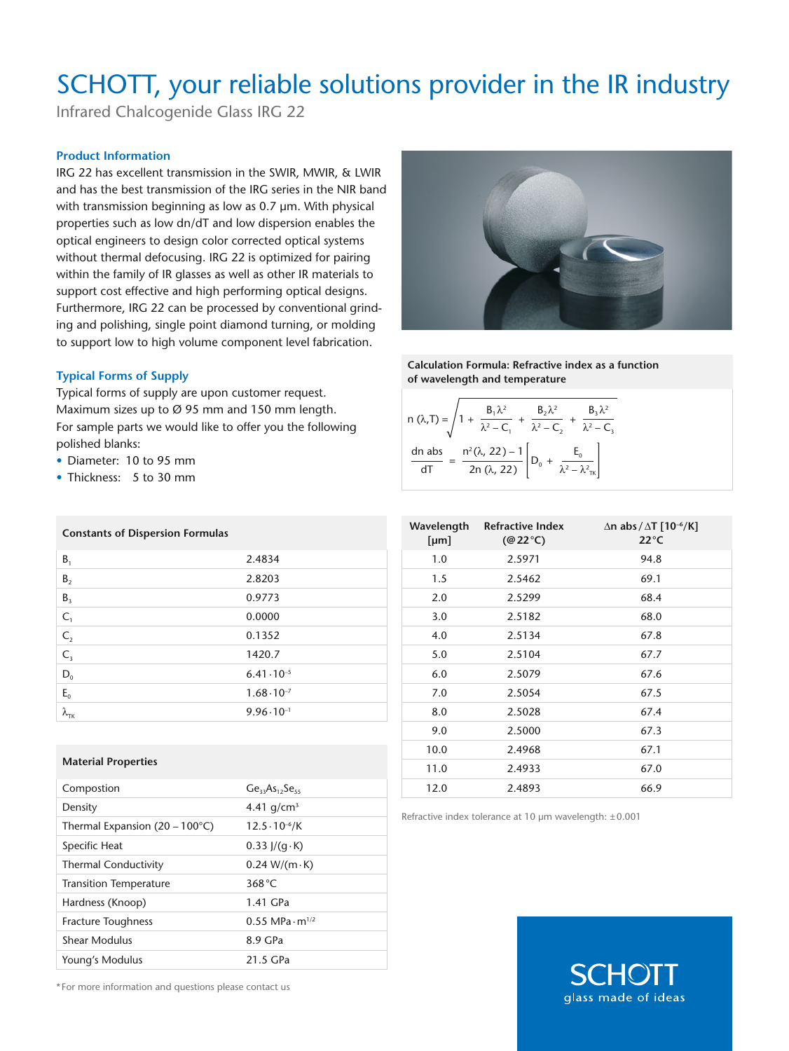# SCHOTT, your reliable solutions provider in the IR industry

Infrared Chalcogenide Glass IRG 22

### Product Information

IRG 22 has excellent transmission in the SWIR, MWIR, & LWIR and has the best transmission of the IRG series in the NIR band with transmission beginning as low as 0.7 µm. With physical properties such as low dn/dT and low dispersion enables the optical engineers to design color corrected optical systems without thermal defocusing. IRG 22 is optimized for pairing within the family of IR glasses as well as other IR materials to support cost effective and high performing optical designs. Furthermore, IRG 22 can be processed by conventional grinding and polishing, single point diamond turning, or molding to support low to high volume component level fabrication.

### Typical Forms of Supply

Typical forms of supply are upon customer request. Maximum sizes up to Ø 95 mm and 150 mm length. For sample parts we would like to offer you the following polished blanks:

- Diameter: 10 to 95 mm
- Thickness: 5 to 30 mm

### Calculation Formula: Refractive index as a function of wavelength and temperature

$$n(\lambda,T) = \sqrt{1 + \frac{B_1\lambda^2}{\lambda^2 - C_1} + \frac{B_2\lambda^2}{\lambda^2 - C_2} + \frac{B_3\lambda^2}{\lambda^2 - C_3}}$$

$$\frac{dn_{abs}}{dT} = \frac{n^2(\lambda, 22) - 1}{2n(\lambda, 22)}\left[D_0 + \frac{E_0}{\lambda^2 - \lambda^2_{TK}}\right]$$

| Constants of Dispersion Formulas | |
|---|---|
| $B_1$ | 2.4834 |
| $B_2$ | 2.8203 |
| $B_3$ | 0.9773 |
| $C_1$ | 0.0000 |
| $C_2$ | 0.1352 |
| $C_3$ | 1420.7 |
| $D_0$ | $6.41 \cdot 10^{-5}$ |
| $E_0$ | $1.68 \cdot 10^{-7}$ |
| $\lambda_{TK}$ | $9.96 \cdot 10^{-1}$ |

| Wavelength [µm] | Refractive Index (@22°C) | $\Delta n_{abs} / \Delta T$ [$10^{-6}$/K] 22°C |
|---|---|---|
| 1.0 | 2.5971 | 94.8 |
| 1.5 | 2.5462 | 69.1 |
| 2.0 | 2.5299 | 68.4 |
| 3.0 | 2.5182 | 68.0 |
| 4.0 | 2.5134 | 67.8 |
| 5.0 | 2.5104 | 67.7 |
| 6.0 | 2.5079 | 67.6 |
| 7.0 | 2.5054 | 67.5 |
| 8.0 | 2.5028 | 67.4 |
| 9.0 | 2.5000 | 67.3 |
| 10.0 | 2.4968 | 67.1 |
| 11.0 | 2.4933 | 67.0 |
| 12.0 | 2.4893 | 66.9 |

Refractive index tolerance at 10 µm wavelength: ±0.001

| Material Properties | |
|---|---|
| Compostion | $Ge_{33}As_{12}Se_{55}$ |
| Density | 4.41 g/cm³ |
| Thermal Expansion (20 – 100°C) | $12.5 \cdot 10^{-6}$/K |
| Specific Heat | 0.33 J/(g·K) |
| Thermal Conductivity | 0.24 W/(m·K) |
| Transition Temperature | 368°C |
| Hardness (Knoop) | 1.41 GPa |
| Fracture Toughness | 0.55 MPa·m$^{1/2}$ |
| Shear Modulus | 8.9 GPa |
| Young's Modulus | 21.5 GPa |

*For more information and questions please contact us

SCHOTT
glass made of ideas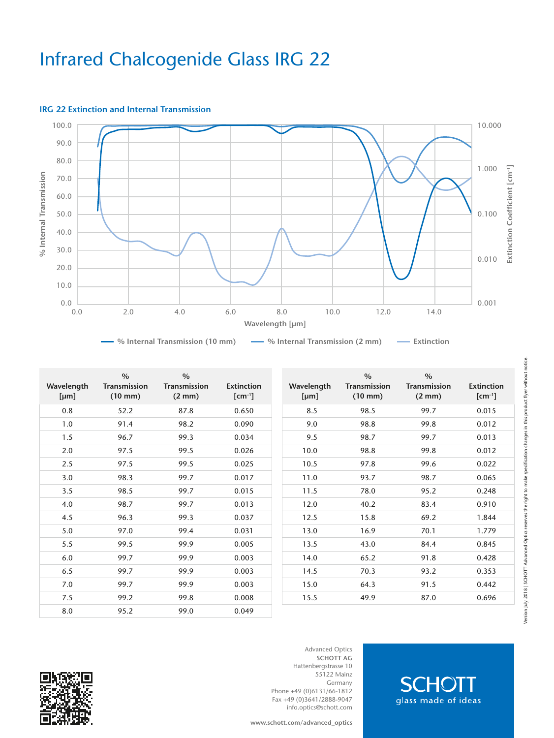# Infrared Chalcogenide Glass IRG 22

### IRG 22 Extinction and Internal Transmission

% Internal Transmission

100.0
90.0
80.0
70.0
60.0
50.0
40.0
30.0
20.0
10.0
0.0

0.0 2.0 4.0 6.0 8.0 10.0 12.0 14.0

Wavelength [µm]

Extinction Coefficient [cm⁻¹]

10.000
1.000
0.100
0.010
0.001

% Internal Transmission (10 mm) — % Internal Transmission (2 mm) — Extinction

| Wavelength [µm] | % Transmission (10 mm) | % Transmission (2 mm) | Extinction [cm⁻¹] |
|---|---|---|---|
| 0.8 | 52.2 | 87.8 | 0.650 |
| 1.0 | 91.4 | 98.2 | 0.090 |
| 1.5 | 96.7 | 99.3 | 0.034 |
| 2.0 | 97.5 | 99.5 | 0.026 |
| 2.5 | 97.5 | 99.5 | 0.025 |
| 3.0 | 98.3 | 99.7 | 0.017 |
| 3.5 | 98.5 | 99.7 | 0.015 |
| 4.0 | 98.7 | 99.7 | 0.013 |
| 4.5 | 96.3 | 99.3 | 0.037 |
| 5.0 | 97.0 | 99.4 | 0.031 |
| 5.5 | 99.5 | 99.9 | 0.005 |
| 6.0 | 99.7 | 99.9 | 0.003 |
| 6.5 | 99.7 | 99.9 | 0.003 |
| 7.0 | 99.7 | 99.9 | 0.003 |
| 7.5 | 99.2 | 99.8 | 0.008 |
| 8.0 | 95.2 | 99.0 | 0.049 |
| 8.5 | 98.5 | 99.7 | 0.015 |
| 9.0 | 98.8 | 99.8 | 0.012 |
| 9.5 | 98.7 | 99.7 | 0.013 |
| 10.0 | 98.8 | 99.8 | 0.012 |
| 10.5 | 97.8 | 99.6 | 0.022 |
| 11.0 | 93.7 | 98.7 | 0.065 |
| 11.5 | 78.0 | 95.2 | 0.248 |
| 12.0 | 40.2 | 83.4 | 0.910 |
| 12.5 | 15.8 | 69.2 | 1.844 |
| 13.0 | 16.9 | 70.1 | 1.779 |
| 13.5 | 43.0 | 84.4 | 0.845 |
| 14.0 | 65.2 | 91.8 | 0.428 |
| 14.5 | 70.3 | 93.2 | 0.353 |
| 15.0 | 64.3 | 91.5 | 0.442 |
| 15.5 | 49.9 | 87.0 | 0.696 |

Version July 2018 | SCHOTT Advanced Optics reserves the right to make specification changes in this product flyer without notice.

Advanced Optics
**SCHOTT AG**
Hattenbergstrasse 10
55122 Mainz
Germany
Phone +49 (0)6131/66-1812
Fax +49 (0)3641/2888-9047
info.optics@schott.com

**www.schott.com/advanced_optics**

SCHOTT
glass made of ideas